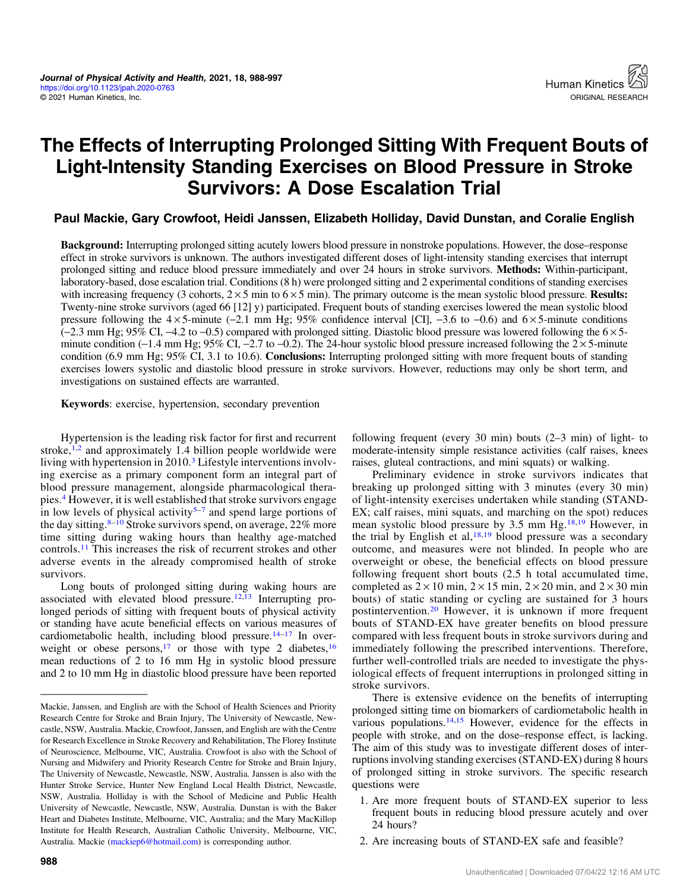# The Effects of Interrupting Prolonged Sitting With Frequent Bouts of Light-Intensity Standing Exercises on Blood Pressure in Stroke Survivors: A Dose Escalation Trial

**Paul Mackie, Gary Crowfoot, Heidi Janssen, Elizabeth Holliday, David Dunstan, and Coralie English**

**Background:** Interrupting prolonged sitting acutely lowers blood pressure in nonstroke populations. However, the dose–response effect in stroke survivors is unknown. The authors investigated different doses of light-intensity standing exercises that interrupt prolonged sitting and reduce blood pressure immediately and over 24 hours in stroke survivors. **Methods:** Within-participant, laboratory-based, dose escalation trial. Conditions (8 h) were prolonged sitting and 2 experimental conditions of standing exercises with increasing frequency (3 cohorts, 2 × 5 min to 6 × 5 min). The primary outcome is the mean systolic blood pressure. **Results:** Twenty-nine stroke survivors (aged 66 [12] y) participated. Frequent bouts of standing exercises lowered the mean systolic blood pressure following the 4 × 5-minute (−2.1 mm Hg; 95% confidence interval [CI], −3.6 to −0.6) and 6 × 5-minute conditions (−2.3 mm Hg; 95% CI, −4.2 to −0.5) compared with prolonged sitting. Diastolic blood pressure was lowered following the 6 × 5-minute condition (−1.4 mm Hg; 95% CI, −2.7 to −0.2). The 24-hour systolic blood pressure increased following the 2 × 5-minute condition (6.9 mm Hg; 95% CI, 3.1 to 10.6). **Conclusions:** Interrupting prolonged sitting with more frequent bouts of standing exercises lowers systolic and diastolic blood pressure in stroke survivors. However, reductions may only be short term, and investigations on sustained effects are warranted.

**Keywords**: exercise, hypertension, secondary prevention

Hypertension is the leading risk factor for first and recurrent stroke,[1,2] and approximately 1.4 billion people worldwide were living with hypertension in 2010.[3] Lifestyle interventions involving exercise as a primary component form an integral part of blood pressure management, alongside pharmacological therapies.[4] However, it is well established that stroke survivors engage in low levels of physical activity[5–7] and spend large portions of the day sitting.[8–10] Stroke survivors spend, on average, 22% more time sitting during waking hours than healthy age-matched controls.[11] This increases the risk of recurrent strokes and other adverse events in the already compromised health of stroke survivors.

Long bouts of prolonged sitting during waking hours are associated with elevated blood pressure.[12,13] Interrupting prolonged periods of sitting with frequent bouts of physical activity or standing have acute beneficial effects on various measures of cardiometabolic health, including blood pressure.[14–17] In overweight or obese persons,[17] or those with type 2 diabetes,[16] mean reductions of 2 to 16 mm Hg in systolic blood pressure and 2 to 10 mm Hg in diastolic blood pressure have been reported following frequent (every 30 min) bouts (2–3 min) of light- to moderate-intensity simple resistance activities (calf raises, knees raises, gluteal contractions, and mini squats) or walking.

Preliminary evidence in stroke survivors indicates that breaking up prolonged sitting with 3 minutes (every 30 min) of light-intensity exercises undertaken while standing (STAND-EX; calf raises, mini squats, and marching on the spot) reduces mean systolic blood pressure by 3.5 mm Hg.[18,19] However, in the trial by English et al,[18,19] blood pressure was a secondary outcome, and measures were not blinded. In people who are overweight or obese, the beneficial effects on blood pressure following frequent short bouts (2.5 h total accumulated time, completed as 2 × 10 min, 2 × 15 min, 2 × 20 min, and 2 × 30 min bouts) of static standing or cycling are sustained for 3 hours postintervention.[20] However, it is unknown if more frequent bouts of STAND-EX have greater benefits on blood pressure compared with less frequent bouts in stroke survivors during and immediately following the prescribed interventions. Therefore, further well-controlled trials are needed to investigate the physiological effects of frequent interruptions in prolonged sitting in stroke survivors.

There is extensive evidence on the benefits of interrupting prolonged sitting time on biomarkers of cardiometabolic health in various populations.[14,15] However, evidence for the effects in people with stroke, and on the dose–response effect, is lacking. The aim of this study was to investigate different doses of interruptions involving standing exercises (STAND-EX) during 8 hours of prolonged sitting in stroke survivors. The specific research questions were

1. Are more frequent bouts of STAND-EX superior to less frequent bouts in reducing blood pressure acutely and over 24 hours?
2. Are increasing bouts of STAND-EX safe and feasible?

Mackie, Janssen, and English are with the School of Health Sciences and Priority Research Centre for Stroke and Brain Injury, The University of Newcastle, Newcastle, NSW, Australia. Mackie, Crowfoot, Janssen, and English are with the Centre for Research Excellence in Stroke Recovery and Rehabilitation, The Florey Institute of Neuroscience, Melbourne, VIC, Australia. Crowfoot is also with the School of Nursing and Midwifery and Priority Research Centre for Stroke and Brain Injury, The University of Newcastle, Newcastle, NSW, Australia. Janssen is also with the Hunter Stroke Service, Hunter New England Local Health District, Newcastle, NSW, Australia. Holliday is with the School of Medicine and Public Health University of Newcastle, Newcastle, NSW, Australia. Dunstan is with the Baker Heart and Diabetes Institute, Melbourne, VIC, Australia; and the Mary MacKillop Institute for Health Research, Australian Catholic University, Melbourne, VIC, Australia. Mackie (mackiep6@hotmail.com) is corresponding author.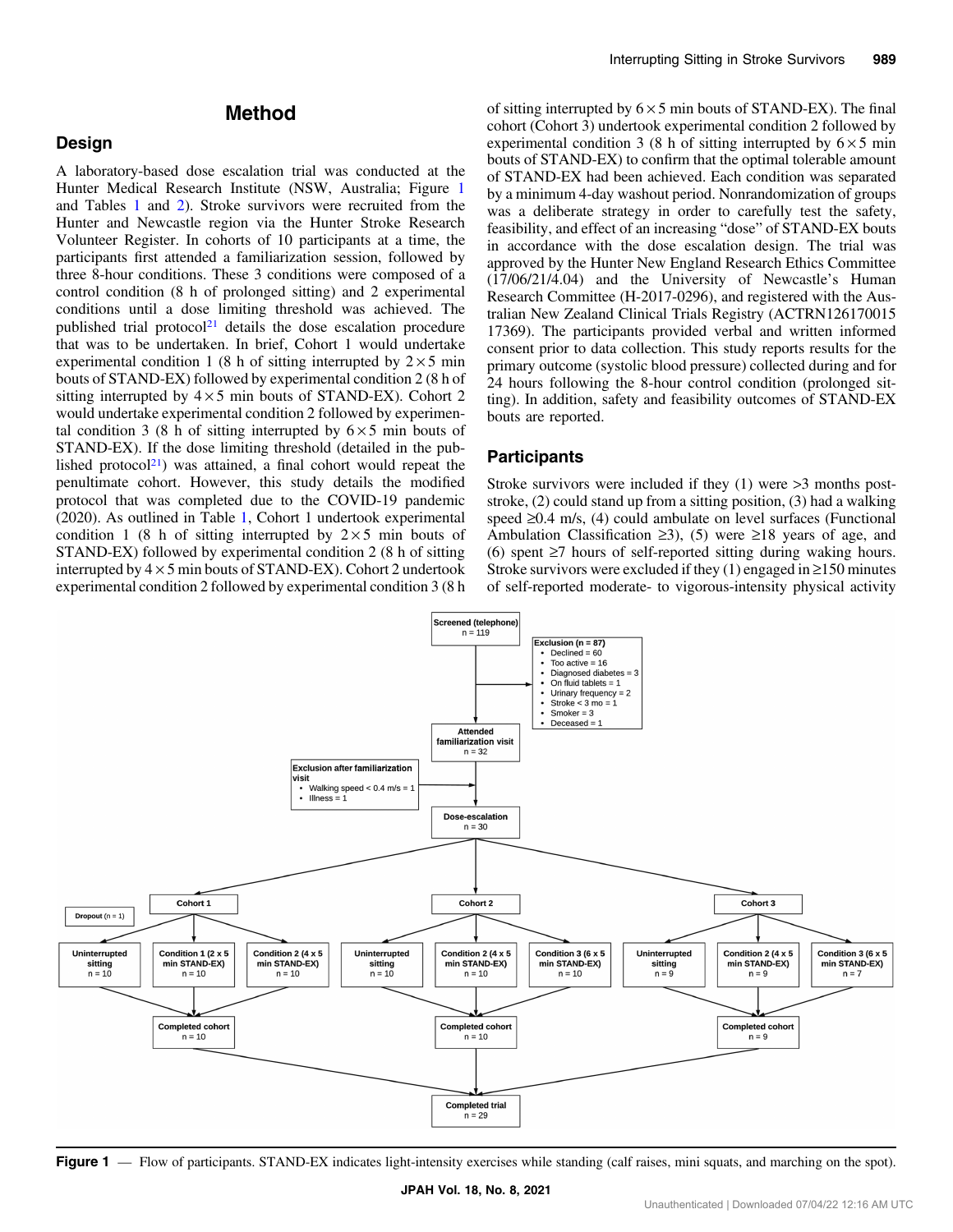## Method

### Design

A laboratory-based dose escalation trial was conducted at the Hunter Medical Research Institute (NSW, Australia; Figure 1 and Tables 1 and 2). Stroke survivors were recruited from the Hunter and Newcastle region via the Hunter Stroke Research Volunteer Register. In cohorts of 10 participants at a time, the participants first attended a familiarization session, followed by three 8-hour conditions. These 3 conditions were composed of a control condition (8 h of prolonged sitting) and 2 experimental conditions until a dose limiting threshold was achieved. The published trial protocol[21] details the dose escalation procedure that was to be undertaken. In brief, Cohort 1 would undertake experimental condition 1 (8 h of sitting interrupted by 2 × 5 min bouts of STAND-EX) followed by experimental condition 2 (8 h of sitting interrupted by 4 × 5 min bouts of STAND-EX). Cohort 2 would undertake experimental condition 2 followed by experimental condition 3 (8 h of sitting interrupted by 6 × 5 min bouts of STAND-EX). If the dose limiting threshold (detailed in the published protocol[21]) was attained, a final cohort would repeat the penultimate cohort. However, this study details the modified protocol that was completed due to the COVID-19 pandemic (2020). As outlined in Table 1, Cohort 1 undertook experimental condition 1 (8 h of sitting interrupted by 2 × 5 min bouts of STAND-EX) followed by experimental condition 2 (8 h of sitting interrupted by 4 × 5 min bouts of STAND-EX). Cohort 2 undertook experimental condition 2 followed by experimental condition 3 (8 h of sitting interrupted by 6 × 5 min bouts of STAND-EX). The final cohort (Cohort 3) undertook experimental condition 2 followed by experimental condition 3 (8 h of sitting interrupted by 6 × 5 min bouts of STAND-EX) to confirm that the optimal tolerable amount of STAND-EX had been achieved. Each condition was separated by a minimum 4-day washout period. Nonrandomization of groups was a deliberate strategy in order to carefully test the safety, feasibility, and effect of an increasing "dose" of STAND-EX bouts in accordance with the dose escalation design. The trial was approved by the Hunter New England Research Ethics Committee (17/06/21/4.04) and the University of Newcastle's Human Research Committee (H-2017-0296), and registered with the Australian New Zealand Clinical Trials Registry (ACTRN12617001517369). The participants provided verbal and written informed consent prior to data collection. This study reports results for the primary outcome (systolic blood pressure) collected during and for 24 hours following the 8-hour control condition (prolonged sitting). In addition, safety and feasibility outcomes of STAND-EX bouts are reported.

### Participants

Stroke survivors were included if they (1) were >3 months post-stroke, (2) could stand up from a sitting position, (3) had a walking speed ≥0.4 m/s, (4) could ambulate on level surfaces (Functional Ambulation Classification ≥3), (5) were ≥18 years of age, and (6) spent ≥7 hours of self-reported sitting during waking hours. Stroke survivors were excluded if they (1) engaged in ≥150 minutes of self-reported moderate- to vigorous-intensity physical activity

**Figure 1** — Flow of participants. STAND-EX indicates light-intensity exercises while standing (calf raises, mini squats, and marching on the spot).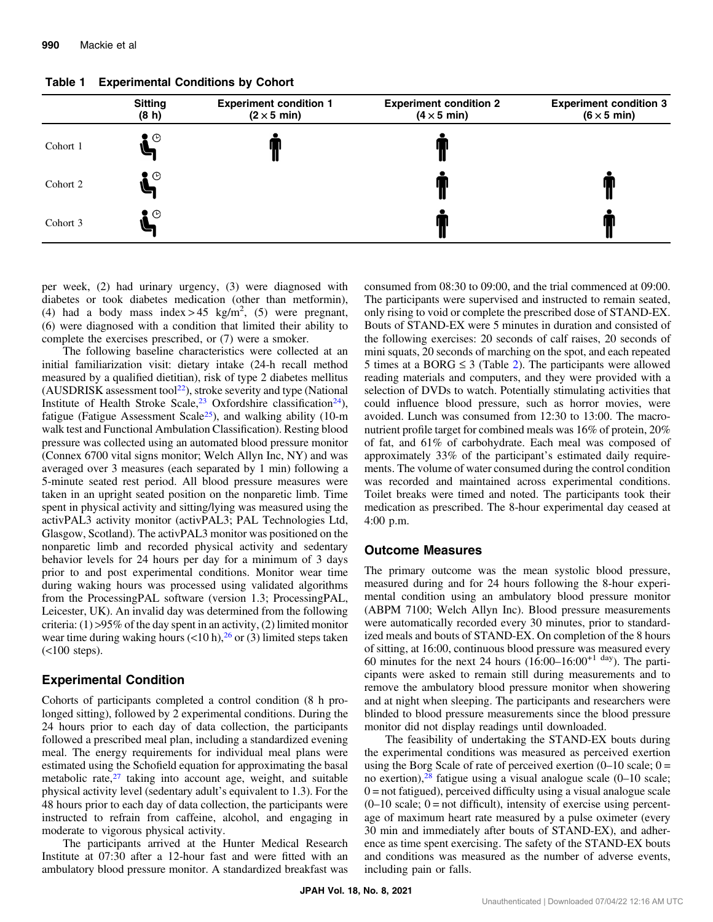**Table 1 Experimental Conditions by Cohort**

| | Sitting (8 h) | Experiment condition 1 (2 × 5 min) | Experiment condition 2 (4 × 5 min) | Experiment condition 3 (6 × 5 min) |
|---|---|---|---|---|
| Cohort 1 | ✓ | ✓ | ✓ | |
| Cohort 2 | ✓ | | ✓ | ✓ |
| Cohort 3 | ✓ | | ✓ | ✓ |

per week, (2) had urinary urgency, (3) were diagnosed with diabetes or took diabetes medication (other than metformin), (4) had a body mass index > 45 kg/m$^2$, (5) were pregnant, (6) were diagnosed with a condition that limited their ability to complete the exercises prescribed, or (7) were a smoker.

The following baseline characteristics were collected at an initial familiarization visit: dietary intake (24-h recall method measured by a qualified dietitian), risk of type 2 diabetes mellitus (AUSDRISK assessment tool[22]), stroke severity and type (National Institute of Health Stroke Scale,[23] Oxfordshire classification[24]), fatigue (Fatigue Assessment Scale[25]), and walking ability (10-m walk test and Functional Ambulation Classification). Resting blood pressure was collected using an automated blood pressure monitor (Connex 6700 vital signs monitor; Welch Allyn Inc, NY) and was averaged over 3 measures (each separated by 1 min) following a 5-minute seated rest period. All blood pressure measures were taken in an upright seated position on the nonparetic limb. Time spent in physical activity and sitting/lying was measured using the activPAL3 activity monitor (activPAL3; PAL Technologies Ltd, Glasgow, Scotland). The activPAL3 monitor was positioned on the nonparetic limb and recorded physical activity and sedentary behavior levels for 24 hours per day for a minimum of 3 days prior to and post experimental conditions. Monitor wear time during waking hours was processed using validated algorithms from the ProcessingPAL software (version 1.3; ProcessingPAL, Leicester, UK). An invalid day was determined from the following criteria: (1) >95% of the day spent in an activity, (2) limited monitor wear time during waking hours (<10 h),[26] or (3) limited steps taken (<100 steps).

## Experimental Condition

Cohorts of participants completed a control condition (8 h prolonged sitting), followed by 2 experimental conditions. During the 24 hours prior to each day of data collection, the participants followed a prescribed meal plan, including a standardized evening meal. The energy requirements for individual meal plans were estimated using the Schofield equation for approximating the basal metabolic rate,[27] taking into account age, weight, and suitable physical activity level (sedentary adult's equivalent to 1.3). For the 48 hours prior to each day of data collection, the participants were instructed to refrain from caffeine, alcohol, and engaging in moderate to vigorous physical activity.

The participants arrived at the Hunter Medical Research Institute at 07:30 after a 12-hour fast and were fitted with an ambulatory blood pressure monitor. A standardized breakfast was consumed from 08:30 to 09:00, and the trial commenced at 09:00. The participants were supervised and instructed to remain seated, only rising to void or complete the prescribed dose of STAND-EX. Bouts of STAND-EX were 5 minutes in duration and consisted of the following exercises: 20 seconds of calf raises, 20 seconds of mini squats, 20 seconds of marching on the spot, and each repeated 5 times at a BORG ≤ 3 (Table 2). The participants were allowed reading materials and computers, and they were provided with a selection of DVDs to watch. Potentially stimulating activities that could influence blood pressure, such as horror movies, were avoided. Lunch was consumed from 12:30 to 13:00. The macronutrient profile target for combined meals was 16% of protein, 20% of fat, and 61% of carbohydrate. Each meal was composed of approximately 33% of the participant's estimated daily requirements. The volume of water consumed during the control condition was recorded and maintained across experimental conditions. Toilet breaks were timed and noted. The participants took their medication as prescribed. The 8-hour experimental day ceased at 4:00 p.m.

## Outcome Measures

The primary outcome was the mean systolic blood pressure, measured during and for 24 hours following the 8-hour experimental condition using an ambulatory blood pressure monitor (ABPM 7100; Welch Allyn Inc). Blood pressure measurements were automatically recorded every 30 minutes, prior to standardized meals and bouts of STAND-EX. On completion of the 8 hours of sitting, at 16:00, continuous blood pressure was measured every 60 minutes for the next 24 hours (16:00–16:00$^{+1\ \text{day}}$). The participants were asked to remain still during measurements and to remove the ambulatory blood pressure monitor when showering and at night when sleeping. The participants and researchers were blinded to blood pressure measurements since the blood pressure monitor did not display readings until downloaded.

The feasibility of undertaking the STAND-EX bouts during the experimental conditions was measured as perceived exertion using the Borg Scale of rate of perceived exertion (0–10 scale; 0 = no exertion),[28] fatigue using a visual analogue scale (0–10 scale; 0 = not fatigued), perceived difficulty using a visual analogue scale (0–10 scale; 0 = not difficult), intensity of exercise using percentage of maximum heart rate measured by a pulse oximeter (every 30 min and immediately after bouts of STAND-EX), and adherence as time spent exercising. The safety of the STAND-EX bouts and conditions was measured as the number of adverse events, including pain or falls.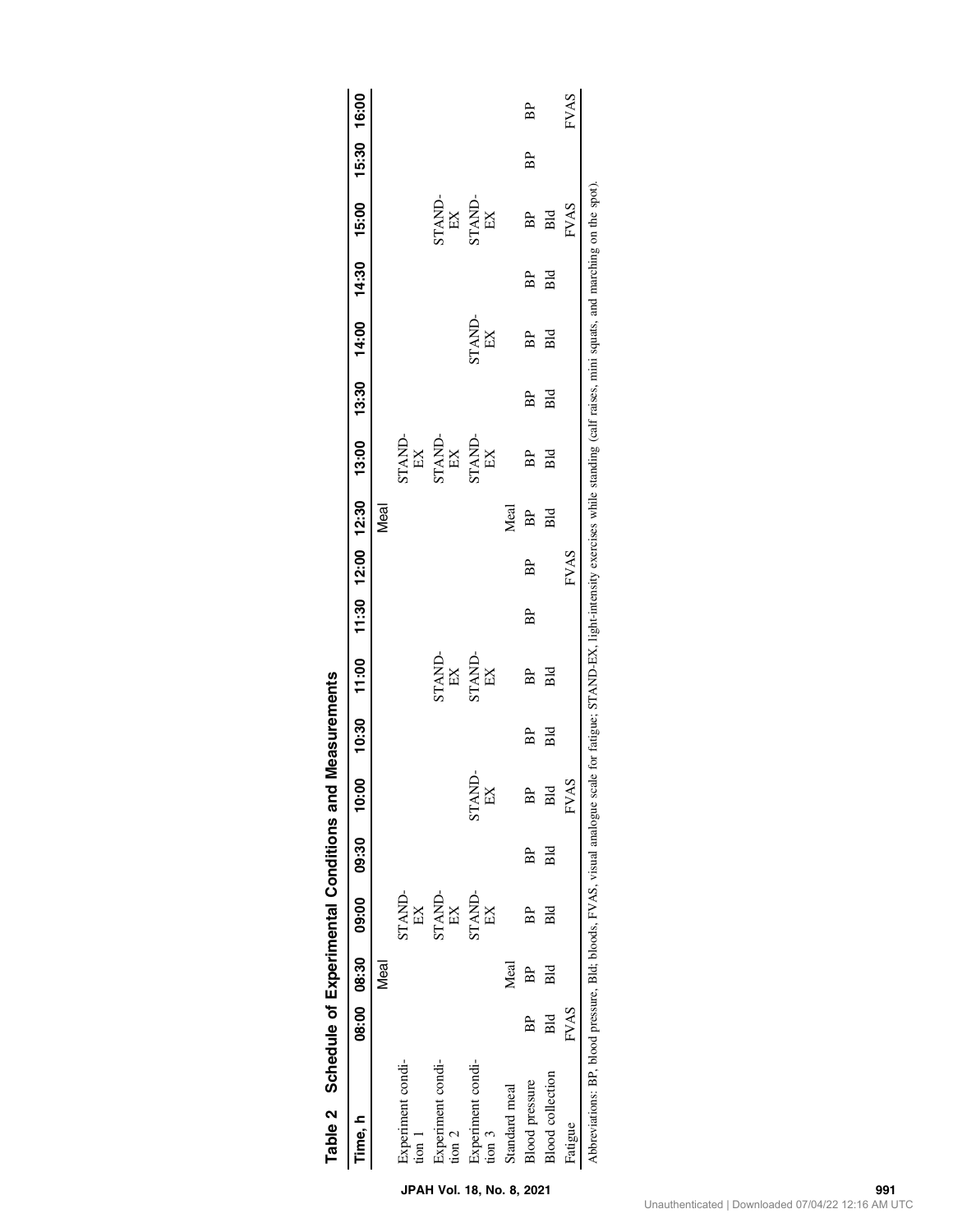**Table 2 Schedule of Experimental Conditions and Measurements**

| Time, h | 08:00 | 08:30 | 09:00 | 09:30 | 10:00 | 10:30 | 11:00 | 11:30 | 12:00 | 12:30 | 13:00 | 13:30 | 14:00 | 14:30 | 15:00 | 15:30 | 16:00 |
|---|---|---|---|---|---|---|---|---|---|---|---|---|---|---|---|---|---|
| | | Meal | | | | | | | | Meal | | | | | | | |
| Experiment condition 1 | | | STAND-EX | | | | | | | | STAND-EX | | | | | | |
| Experiment condition 2 | | | STAND-EX | | | | STAND-EX | | | | STAND-EX | | | | STAND-EX | | |
| Experiment condition 3 | | | STAND-EX | | STAND-EX | | STAND-EX | | | | STAND-EX | | STAND-EX | | STAND-EX | | |
| Standard meal | | Meal | | | | | | | | Meal | | | | | | | |
| Blood pressure | BP | BP | BP | BP | BP | BP | BP | BP | BP | BP | BP | BP | BP | BP | BP | BP | BP |
| Blood collection | Bld | Bld | Bld | Bld | Bld | Bld | Bld | | | Bld | Bld | Bld | Bld | Bld | Bld | | |
| Fatigue | FVAS | | | | FVAS | | | | FVAS | | | | | | FVAS | | FVAS |

Abbreviations: BP, blood pressure, Bld; bloods, FVAS, visual analogue scale for fatigue; STAND-EX, light-intensity exercises while standing (calf raises, mini squats, and marching on the spot).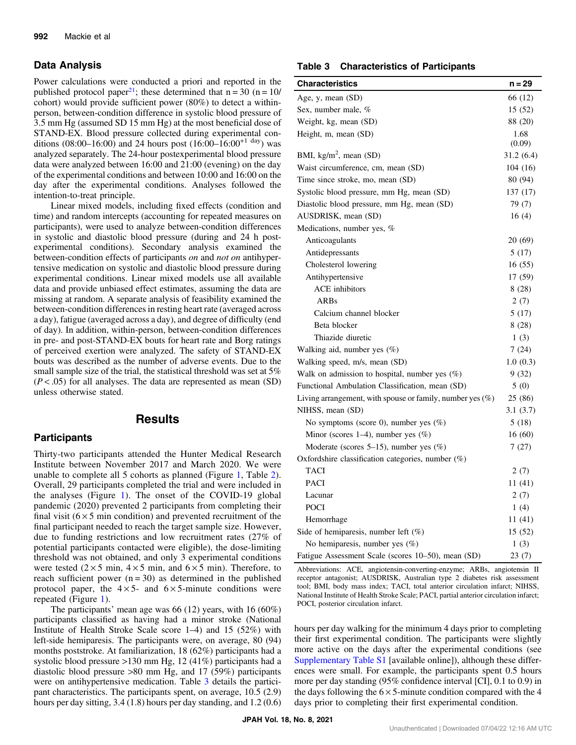## Data Analysis

Power calculations were conducted a priori and reported in the published protocol paper[21]; these determined that n = 30 (n = 10/cohort) would provide sufficient power (80%) to detect a within-person, between-condition difference in systolic blood pressure of 3.5 mm Hg (assumed SD 15 mm Hg) at the most beneficial dose of STAND-EX. Blood pressure collected during experimental conditions (08:00–16:00) and 24 hours post (16:00–16:00$^{+1\ day}$) was analyzed separately. The 24-hour postexperimental blood pressure data were analyzed between 16:00 and 21:00 (evening) on the day of the experimental conditions and between 10:00 and 16:00 on the day after the experimental conditions. Analyses followed the intention-to-treat principle.

Linear mixed models, including fixed effects (condition and time) and random intercepts (accounting for repeated measures on participants), were used to analyze between-condition differences in systolic and diastolic blood pressure (during and 24 h post-experimental conditions). Secondary analysis examined the between-condition effects of participants *on* and *not on* antihypertensive medication on systolic and diastolic blood pressure during experimental conditions. Linear mixed models use all available data and provide unbiased effect estimates, assuming the data are missing at random. A separate analysis of feasibility examined the between-condition differences in resting heart rate (averaged across a day), fatigue (averaged across a day), and degree of difficulty (end of day). In addition, within-person, between-condition differences in pre- and post-STAND-EX bouts for heart rate and Borg ratings of perceived exertion were analyzed. The safety of STAND-EX bouts was described as the number of adverse events. Due to the small sample size of the trial, the statistical threshold was set at 5% ($P < .05$) for all analyses. The data are represented as mean (SD) unless otherwise stated.

# Results

## Participants

Thirty-two participants attended the Hunter Medical Research Institute between November 2017 and March 2020. We were unable to complete all 5 cohorts as planned (Figure 1, Table 2). Overall, 29 participants completed the trial and were included in the analyses (Figure 1). The onset of the COVID-19 global pandemic (2020) prevented 2 participants from completing their final visit (6 × 5 min condition) and prevented recruitment of the final participant needed to reach the target sample size. However, due to funding restrictions and low recruitment rates (27% of potential participants contacted were eligible), the dose-limiting threshold was not obtained, and only 3 experimental conditions were tested (2 × 5 min, 4 × 5 min, and 6 × 5 min). Therefore, to reach sufficient power (n = 30) as determined in the published protocol paper, the 4 × 5- and 6 × 5-minute conditions were repeated (Figure 1).

The participants' mean age was 66 (12) years, with 16 (60%) participants classified as having had a minor stroke (National Institute of Health Stroke Scale score 1–4) and 15 (52%) with left-side hemiparesis. The participants were, on average, 80 (94) months poststroke. At familiarization, 18 (62%) participants had a systolic blood pressure >130 mm Hg, 12 (41%) participants had a diastolic blood pressure >80 mm Hg, and 17 (59%) participants were on antihypertensive medication. Table 3 details the participant characteristics. The participants spent, on average, 10.5 (2.9) hours per day sitting, 3.4 (1.8) hours per day standing, and 1.2 (0.6) hours per day walking for the minimum 4 days prior to completing their first experimental condition. The participants were slightly more active on the days after the experimental conditions (see Supplementary Table S1 [available online]), although these differences were small. For example, the participants spent 0.5 hours more per day standing (95% confidence interval [CI], 0.1 to 0.9) in the days following the 6 × 5-minute condition compared with the 4 days prior to completing their first experimental condition.

**Table 3 Characteristics of Participants**

| Characteristics | n = 29 |
|---|---|
| Age, y, mean (SD) | 66 (12) |
| Sex, number male, % | 15 (52) |
| Weight, kg, mean (SD) | 88 (20) |
| Height, m, mean (SD) | 1.68 (0.09) |
| BMI, kg/m$^2$, mean (SD) | 31.2 (6.4) |
| Waist circumference, cm, mean (SD) | 104 (16) |
| Time since stroke, mo, mean (SD) | 80 (94) |
| Systolic blood pressure, mm Hg, mean (SD) | 137 (17) |
| Diastolic blood pressure, mm Hg, mean (SD) | 79 (7) |
| AUSDRISK, mean (SD) | 16 (4) |
| Medications, number yes, % | |
| Anticoagulants | 20 (69) |
| Antidepressants | 5 (17) |
| Cholesterol lowering | 16 (55) |
| Antihypertensive | 17 (59) |
| ACE inhibitors | 8 (28) |
| ARBs | 2 (7) |
| Calcium channel blocker | 5 (17) |
| Beta blocker | 8 (28) |
| Thiazide diuretic | 1 (3) |
| Walking aid, number yes (%) | 7 (24) |
| Walking speed, m/s, mean (SD) | 1.0 (0.3) |
| Walk on admission to hospital, number yes (%) | 9 (32) |
| Functional Ambulation Classification, mean (SD) | 5 (0) |
| Living arrangement, with spouse or family, number yes (%) | 25 (86) |
| NIHSS, mean (SD) | 3.1 (3.7) |
| No symptoms (score 0), number yes (%) | 5 (18) |
| Minor (scores 1–4), number yes (%) | 16 (60) |
| Moderate (scores 5–15), number yes (%) | 7 (27) |
| Oxfordshire classification categories, number (%) | |
| TACI | 2 (7) |
| PACI | 11 (41) |
| Lacunar | 2 (7) |
| POCI | 1 (4) |
| Hemorrhage | 11 (41) |
| Side of hemiparesis, number left (%) | 15 (52) |
| No hemiparesis, number yes (%) | 1 (3) |
| Fatigue Assessment Scale (scores 10–50), mean (SD) | 23 (7) |

Abbreviations: ACE, angiotensin-converting-enzyme; ARBs, angiotensin II receptor antagonist; AUSDRISK, Australian type 2 diabetes risk assessment tool; BMI, body mass index; TACI, total anterior circulation infarct; NIHSS, National Institute of Health Stroke Scale; PACI, partial anterior circulation infarct; POCI, posterior circulation infarct.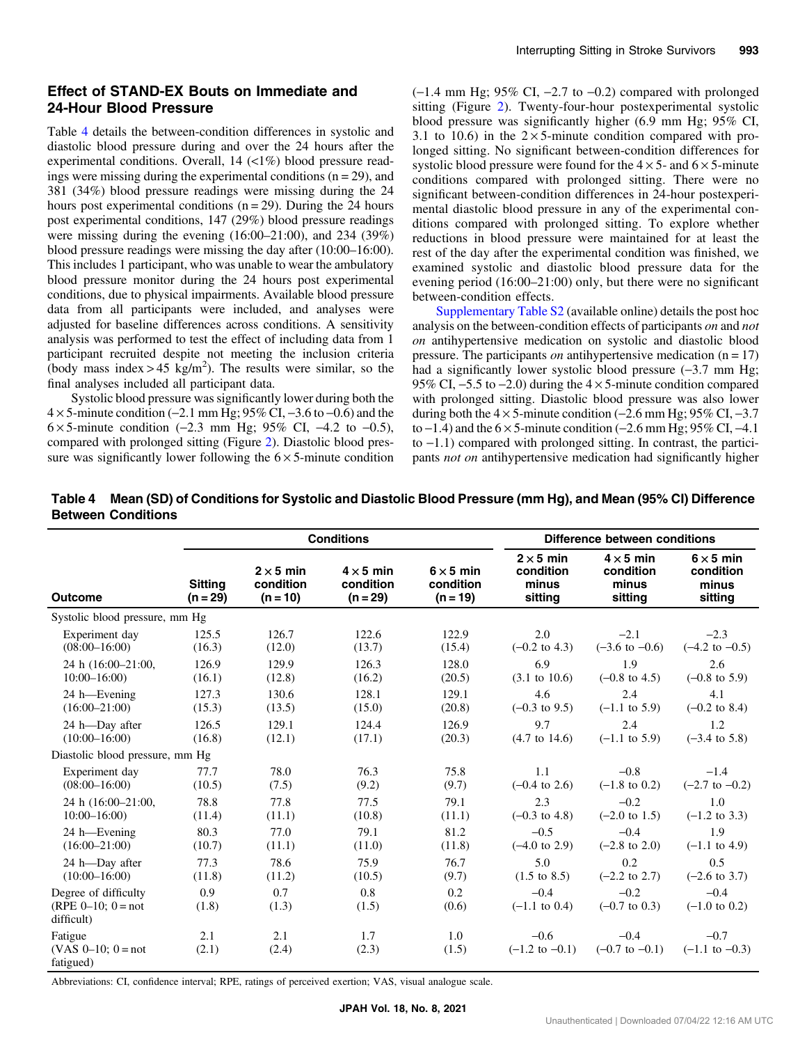## Effect of STAND-EX Bouts on Immediate and 24-Hour Blood Pressure

Table 4 details the between-condition differences in systolic and diastolic blood pressure during and over the 24 hours after the experimental conditions. Overall, 14 (<1%) blood pressure readings were missing during the experimental conditions (n = 29), and 381 (34%) blood pressure readings were missing during the 24 hours post experimental conditions (n = 29). During the 24 hours post experimental conditions, 147 (29%) blood pressure readings were missing during the evening (16:00–21:00), and 234 (39%) blood pressure readings were missing the day after (10:00–16:00). This includes 1 participant, who was unable to wear the ambulatory blood pressure monitor during the 24 hours post experimental conditions, due to physical impairments. Available blood pressure data from all participants were included, and analyses were adjusted for baseline differences across conditions. A sensitivity analysis was performed to test the effect of including data from 1 participant recruited despite not meeting the inclusion criteria (body mass index > 45 kg/m$^2$). The results were similar, so the final analyses included all participant data.

Systolic blood pressure was significantly lower during both the 4 × 5-minute condition (−2.1 mm Hg; 95% CI, −3.6 to −0.6) and the 6 × 5-minute condition (−2.3 mm Hg; 95% CI, −4.2 to −0.5), compared with prolonged sitting (Figure 2). Diastolic blood pressure was significantly lower following the 6 × 5-minute condition (−1.4 mm Hg; 95% CI, −2.7 to −0.2) compared with prolonged sitting (Figure 2). Twenty-four-hour postexperimental systolic blood pressure was significantly higher (6.9 mm Hg; 95% CI, 3.1 to 10.6) in the 2 × 5-minute condition compared with prolonged sitting. No significant between-condition differences for systolic blood pressure were found for the 4 × 5- and 6 × 5-minute conditions compared with prolonged sitting. There were no significant between-condition differences in 24-hour postexperimental diastolic blood pressure in any of the experimental conditions compared with prolonged sitting. To explore whether reductions in blood pressure were maintained for at least the rest of the day after the experimental condition was finished, we examined systolic and diastolic blood pressure data for the evening period (16:00–21:00) only, but there were no significant between-condition effects.

Supplementary Table S2 (available online) details the post hoc analysis on the between-condition effects of participants *on* and *not on* antihypertensive medication on systolic and diastolic blood pressure. The participants *on* antihypertensive medication (n = 17) had a significantly lower systolic blood pressure (−3.7 mm Hg; 95% CI, −5.5 to −2.0) during the 4 × 5-minute condition compared with prolonged sitting. Diastolic blood pressure was also lower during both the 4 × 5-minute condition (−2.6 mm Hg; 95% CI, −3.7 to −1.4) and the 6 × 5-minute condition (−2.6 mm Hg; 95% CI, −4.1 to −1.1) compared with prolonged sitting. In contrast, the participants *not on* antihypertensive medication had significantly higher

**Table 4 Mean (SD) of Conditions for Systolic and Diastolic Blood Pressure (mm Hg), and Mean (95% CI) Difference Between Conditions**

| | Conditions | | | | Difference between conditions | | |
|---|---|---|---|---|---|---|---|
| Outcome | Sitting (n = 29) | 2 × 5 min condition (n = 10) | 4 × 5 min condition (n = 29) | 6 × 5 min condition (n = 19) | 2 × 5 min condition minus sitting | 4 × 5 min condition minus sitting | 6 × 5 min condition minus sitting |
| Systolic blood pressure, mm Hg | | | | | | | |
| Experiment day (08:00–16:00) | 125.5 (16.3) | 126.7 (12.0) | 122.6 (13.7) | 122.9 (15.4) | 2.0 (−0.2 to 4.3) | −2.1 (−3.6 to −0.6) | −2.3 (−4.2 to −0.5) |
| 24 h (16:00–21:00, 10:00–16:00) | 126.9 (16.1) | 129.9 (12.8) | 126.3 (16.2) | 128.0 (20.5) | 6.9 (3.1 to 10.6) | 1.9 (−0.8 to 4.5) | 2.6 (−0.8 to 5.9) |
| 24 h—Evening (16:00–21:00) | 127.3 (15.3) | 130.6 (13.5) | 128.1 (15.0) | 129.1 (20.8) | 4.6 (−0.3 to 9.5) | 2.4 (−1.1 to 5.9) | 4.1 (−0.2 to 8.4) |
| 24 h—Day after (10:00–16:00) | 126.5 (16.8) | 129.1 (12.1) | 124.4 (17.1) | 126.9 (20.3) | 9.7 (4.7 to 14.6) | 2.4 (−1.1 to 5.9) | 1.2 (−3.4 to 5.8) |
| Diastolic blood pressure, mm Hg | | | | | | | |
| Experiment day (08:00–16:00) | 77.7 (10.5) | 78.0 (7.5) | 76.3 (9.2) | 75.8 (9.7) | 1.1 (−0.4 to 2.6) | −0.8 (−1.8 to 0.2) | −1.4 (−2.7 to −0.2) |
| 24 h (16:00–21:00, 10:00–16:00) | 78.8 (11.4) | 77.8 (11.1) | 77.5 (10.8) | 79.1 (11.1) | 2.3 (−0.3 to 4.8) | −0.2 (−2.0 to 1.5) | 1.0 (−1.2 to 3.3) |
| 24 h—Evening (16:00–21:00) | 80.3 (10.7) | 77.0 (11.1) | 79.1 (11.0) | 81.2 (11.8) | −0.5 (−4.0 to 2.9) | −0.4 (−2.8 to 2.0) | 1.9 (−1.1 to 4.9) |
| 24 h—Day after (10:00–16:00) | 77.3 (11.8) | 78.6 (11.2) | 75.9 (10.5) | 76.7 (9.7) | 5.0 (1.5 to 8.5) | 0.2 (−2.2 to 2.7) | 0.5 (−2.6 to 3.7) |
| Degree of difficulty (RPE 0–10; 0 = not difficult) | 0.9 (1.8) | 0.7 (1.3) | 0.8 (1.5) | 0.2 (0.6) | −0.4 (−1.1 to 0.4) | −0.2 (−0.7 to 0.3) | −0.4 (−1.0 to 0.2) |
| Fatigue (VAS 0–10; 0 = not fatigued) | 2.1 (2.1) | 2.1 (2.4) | 1.7 (2.3) | 1.0 (1.5) | −0.6 (−1.2 to −0.1) | −0.4 (−0.7 to −0.1) | −0.7 (−1.1 to −0.3) |

Abbreviations: CI, confidence interval; RPE, ratings of perceived exertion; VAS, visual analogue scale.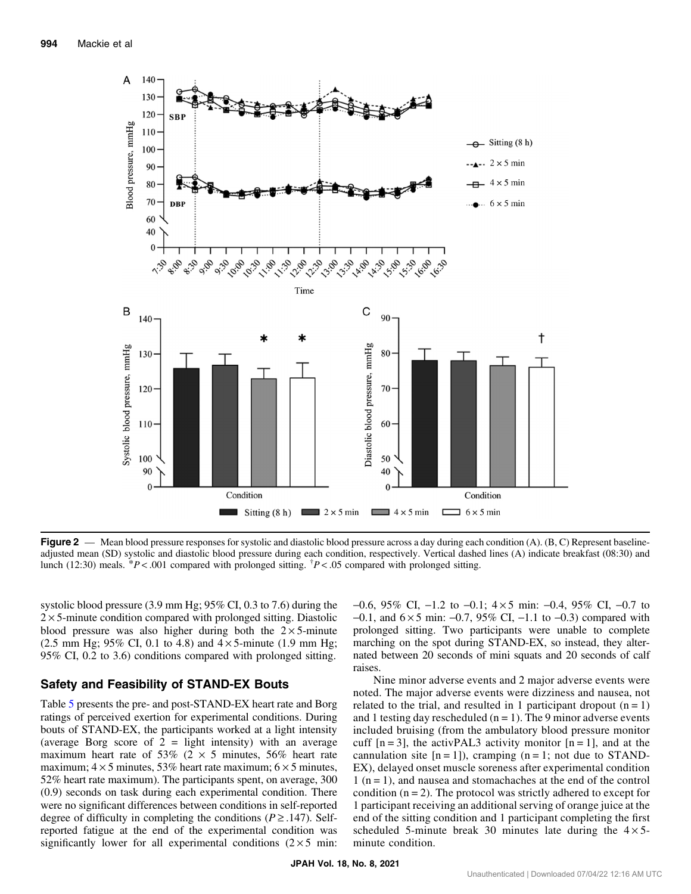Figure 2 — Mean blood pressure responses for systolic and diastolic blood pressure across a day during each condition (A). (B, C) Represent baseline-adjusted mean (SD) systolic and diastolic blood pressure during each condition, respectively. Vertical dashed lines (A) indicate breakfast (08:30) and lunch (12:30) meals. *$P < .001$ compared with prolonged sitting. †$P < .05$ compared with prolonged sitting.

systolic blood pressure (3.9 mm Hg; 95% CI, 0.3 to 7.6) during the 2 × 5-minute condition compared with prolonged sitting. Diastolic blood pressure was also higher during both the 2 × 5-minute (2.5 mm Hg; 95% CI, 0.1 to 4.8) and 4 × 5-minute (1.9 mm Hg; 95% CI, 0.2 to 3.6) conditions compared with prolonged sitting.

## Safety and Feasibility of STAND-EX Bouts

Table 5 presents the pre- and post-STAND-EX heart rate and Borg ratings of perceived exertion for experimental conditions. During bouts of STAND-EX, the participants worked at a light intensity (average Borg score of 2 = light intensity) with an average maximum heart rate of 53% (2 × 5 minutes, 56% heart rate maximum; 4 × 5 minutes, 53% heart rate maximum; 6 × 5 minutes, 52% heart rate maximum). The participants spent, on average, 300 (0.9) seconds on task during each experimental condition. There were no significant differences between conditions in self-reported degree of difficulty in completing the conditions ($P \geq .147$). Self-reported fatigue at the end of the experimental condition was significantly lower for all experimental conditions (2 × 5 min: −0.6, 95% CI, −1.2 to −0.1; 4 × 5 min: −0.4, 95% CI, −0.7 to −0.1, and 6 × 5 min: −0.7, 95% CI, −1.1 to −0.3) compared with prolonged sitting. Two participants were unable to complete marching on the spot during STAND-EX, so instead, they alternated between 20 seconds of mini squats and 20 seconds of calf raises.

Nine minor adverse events and 2 major adverse events were noted. The major adverse events were dizziness and nausea, not related to the trial, and resulted in 1 participant dropout (n = 1) and 1 testing day rescheduled (n = 1). The 9 minor adverse events included bruising (from the ambulatory blood pressure monitor cuff [n = 3], the activPAL3 activity monitor [n = 1], and at the cannulation site [n = 1]), cramping (n = 1; not due to STAND-EX), delayed onset muscle soreness after experimental condition 1 (n = 1), and nausea and stomachaches at the end of the control condition (n = 2). The protocol was strictly adhered to except for 1 participant receiving an additional serving of orange juice at the end of the sitting condition and 1 participant completing the first scheduled 5-minute break 30 minutes late during the 4 × 5-minute condition.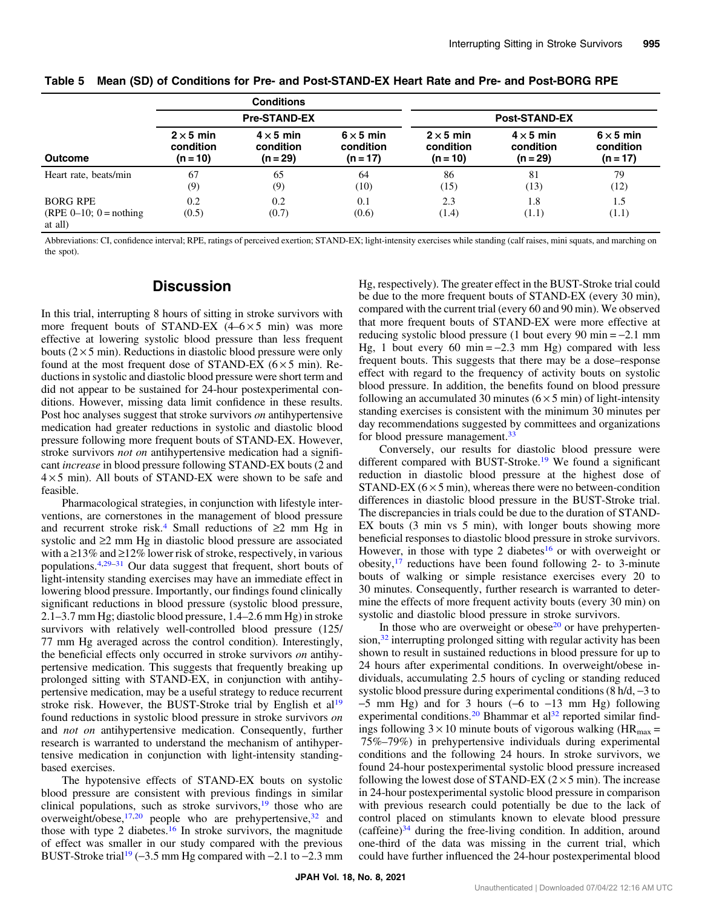**Table 5 Mean (SD) of Conditions for Pre- and Post-STAND-EX Heart Rate and Pre- and Post-BORG RPE**

| Outcome | Pre-STAND-EX $2 \times 5$ min condition (n = 10) | Pre-STAND-EX $4 \times 5$ min condition (n = 29) | Pre-STAND-EX $6 \times 5$ min condition (n = 17) | Post-STAND-EX $2 \times 5$ min condition (n = 10) | Post-STAND-EX $4 \times 5$ min condition (n = 29) | Post-STAND-EX $6 \times 5$ min condition (n = 17) |
|---|---|---|---|---|---|---|
| Heart rate, beats/min | 67 (9) | 65 (9) | 64 (10) | 86 (15) | 81 (13) | 79 (12) |
| BORG RPE (RPE 0–10; 0 = nothing at all) | 0.2 (0.5) | 0.2 (0.7) | 0.1 (0.6) | 2.3 (1.4) | 1.8 (1.1) | 1.5 (1.1) |

Abbreviations: CI, confidence interval; RPE, ratings of perceived exertion; STAND-EX; light-intensity exercises while standing (calf raises, mini squats, and marching on the spot).

## Discussion

In this trial, interrupting 8 hours of sitting in stroke survivors with more frequent bouts of STAND-EX ($4–6 \times 5$ min) was more effective at lowering systolic blood pressure than less frequent bouts ($2 \times 5$ min). Reductions in diastolic blood pressure were only found at the most frequent dose of STAND-EX ($6 \times 5$ min). Reductions in systolic and diastolic blood pressure were short term and did not appear to be sustained for 24-hour postexperimental conditions. However, missing data limit confidence in these results. Post hoc analyses suggest that stroke survivors *on* antihypertensive medication had greater reductions in systolic and diastolic blood pressure following more frequent bouts of STAND-EX. However, stroke survivors *not on* antihypertensive medication had a significant *increase* in blood pressure following STAND-EX bouts (2 and $4 \times 5$ min). All bouts of STAND-EX were shown to be safe and feasible.

Pharmacological strategies, in conjunction with lifestyle interventions, are cornerstones in the management of blood pressure and recurrent stroke risk.[4] Small reductions of ≥2 mm Hg in systolic and ≥2 mm Hg in diastolic blood pressure are associated with a ≥13% and ≥12% lower risk of stroke, respectively, in various populations.[4,29–31] Our data suggest that frequent, short bouts of light-intensity standing exercises may have an immediate effect in lowering blood pressure. Importantly, our findings found clinically significant reductions in blood pressure (systolic blood pressure, 2.1–3.7 mm Hg; diastolic blood pressure, 1.4–2.6 mm Hg) in stroke survivors with relatively well-controlled blood pressure (125/77 mm Hg averaged across the control condition). Interestingly, the beneficial effects only occurred in stroke survivors *on* antihypertensive medication. This suggests that frequently breaking up prolonged sitting with STAND-EX, in conjunction with antihypertensive medication, may be a useful strategy to reduce recurrent stroke risk. However, the BUST-Stroke trial by English et al[19] found reductions in systolic blood pressure in stroke survivors *on* and *not on* antihypertensive medication. Consequently, further research is warranted to understand the mechanism of antihypertensive medication in conjunction with light-intensity standing-based exercises.

The hypotensive effects of STAND-EX bouts on systolic blood pressure are consistent with previous findings in similar clinical populations, such as stroke survivors,[19] those who are overweight/obese,[17,20] people who are prehypertensive,[32] and those with type 2 diabetes.[16] In stroke survivors, the magnitude of effect was smaller in our study compared with the previous BUST-Stroke trial[19] (−3.5 mm Hg compared with −2.1 to −2.3 mm Hg, respectively). The greater effect in the BUST-Stroke trial could be due to the more frequent bouts of STAND-EX (every 30 min), compared with the current trial (every 60 and 90 min). We observed that more frequent bouts of STAND-EX were more effective at reducing systolic blood pressure (1 bout every 90 min = −2.1 mm Hg, 1 bout every 60 min = −2.3 mm Hg) compared with less frequent bouts. This suggests that there may be a dose–response effect with regard to the frequency of activity bouts on systolic blood pressure. In addition, the benefits found on blood pressure following an accumulated 30 minutes ($6 \times 5$ min) of light-intensity standing exercises is consistent with the minimum 30 minutes per day recommendations suggested by committees and organizations for blood pressure management.[33]

Conversely, our results for diastolic blood pressure were different compared with BUST-Stroke.[19] We found a significant reduction in diastolic blood pressure at the highest dose of STAND-EX ($6 \times 5$ min), whereas there were no between-condition differences in diastolic blood pressure in the BUST-Stroke trial. The discrepancies in trials could be due to the duration of STAND-EX bouts (3 min vs 5 min), with longer bouts showing more beneficial responses to diastolic blood pressure in stroke survivors. However, in those with type 2 diabetes[16] or with overweight or obesity,[17] reductions have been found following 2- to 3-minute bouts of walking or simple resistance exercises every 20 to 30 minutes. Consequently, further research is warranted to determine the effects of more frequent activity bouts (every 30 min) on systolic and diastolic blood pressure in stroke survivors.

In those who are overweight or obese[20] or have prehypertension,[32] interrupting prolonged sitting with regular activity has been shown to result in sustained reductions in blood pressure for up to 24 hours after experimental conditions. In overweight/obese individuals, accumulating 2.5 hours of cycling or standing reduced systolic blood pressure during experimental conditions (8 h/d, −3 to −5 mm Hg) and for 3 hours (−6 to −13 mm Hg) following experimental conditions.[20] Bhammar et al[32] reported similar findings following $3 \times 10$ minute bouts of vigorous walking ($HR_{max}$ = 75%–79%) in prehypertensive individuals during experimental conditions and the following 24 hours. In stroke survivors, we found 24-hour postexperimental systolic blood pressure increased following the lowest dose of STAND-EX ($2 \times 5$ min). The increase in 24-hour postexperimental systolic blood pressure in comparison with previous research could potentially be due to the lack of control placed on stimulants known to elevate blood pressure (caffeine)[34] during the free-living condition. In addition, around one-third of the data was missing in the current trial, which could have further influenced the 24-hour postexperimental blood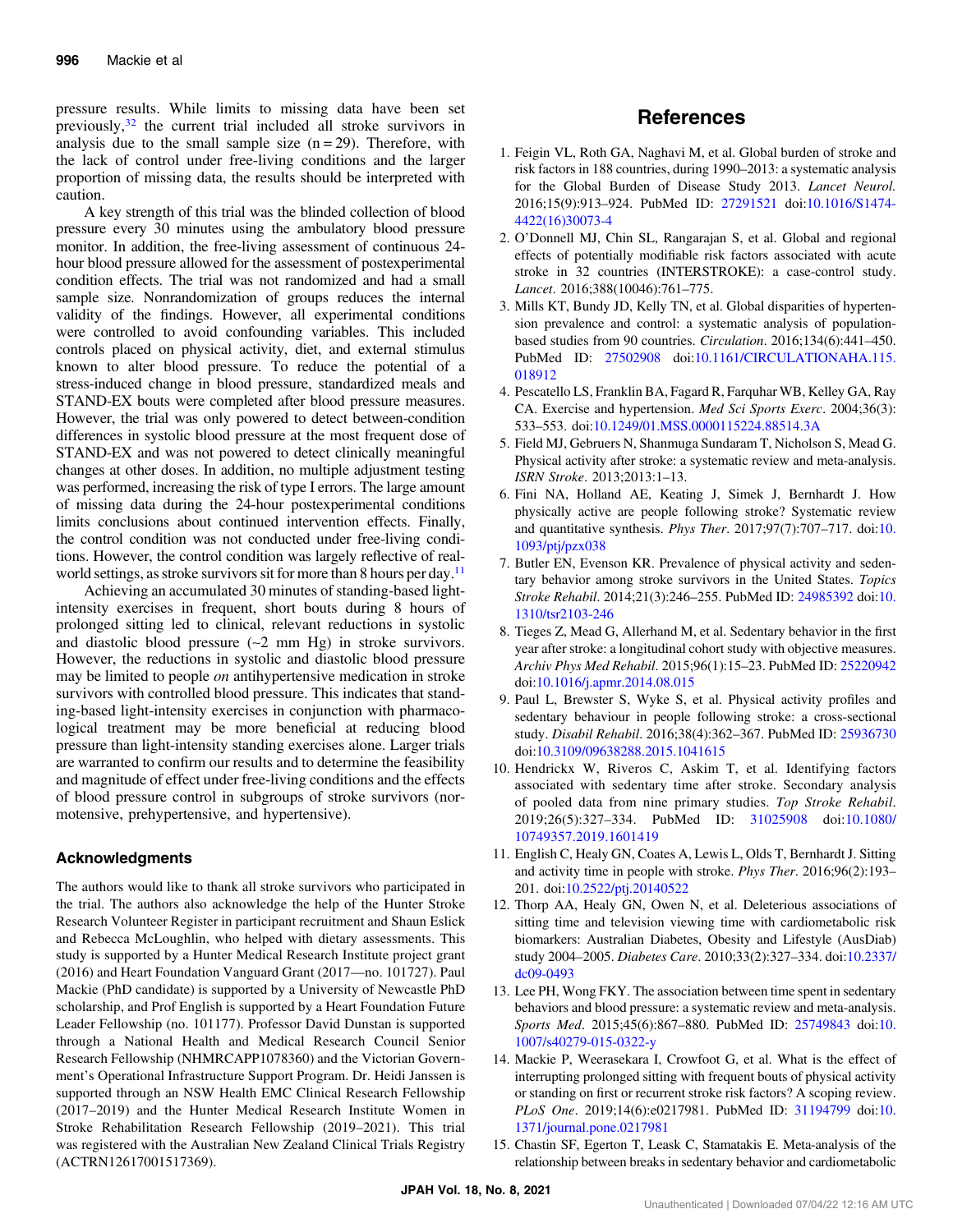pressure results. While limits to missing data have been set previously,[32] the current trial included all stroke survivors in analysis due to the small sample size (n = 29). Therefore, with the lack of control under free-living conditions and the larger proportion of missing data, the results should be interpreted with caution.

A key strength of this trial was the blinded collection of blood pressure every 30 minutes using the ambulatory blood pressure monitor. In addition, the free-living assessment of continuous 24-hour blood pressure allowed for the assessment of postexperimental condition effects. The trial was not randomized and had a small sample size. Nonrandomization of groups reduces the internal validity of the findings. However, all experimental conditions were controlled to avoid confounding variables. This included controls placed on physical activity, diet, and external stimulus known to alter blood pressure. To reduce the potential of a stress-induced change in blood pressure, standardized meals and STAND-EX bouts were completed after blood pressure measures. However, the trial was only powered to detect between-condition differences in systolic blood pressure at the most frequent dose of STAND-EX and was not powered to detect clinically meaningful changes at other doses. In addition, no multiple adjustment testing was performed, increasing the risk of type I errors. The large amount of missing data during the 24-hour postexperimental conditions limits conclusions about continued intervention effects. Finally, the control condition was not conducted under free-living conditions. However, the control condition was largely reflective of real-world settings, as stroke survivors sit for more than 8 hours per day.[11]

Achieving an accumulated 30 minutes of standing-based light-intensity exercises in frequent, short bouts during 8 hours of prolonged sitting led to clinical, relevant reductions in systolic and diastolic blood pressure (~2 mm Hg) in stroke survivors. However, the reductions in systolic and diastolic blood pressure may be limited to people *on* antihypertensive medication in stroke survivors with controlled blood pressure. This indicates that standing-based light-intensity exercises in conjunction with pharmacological treatment may be more beneficial at reducing blood pressure than light-intensity standing exercises alone. Larger trials are warranted to confirm our results and to determine the feasibility and magnitude of effect under free-living conditions and the effects of blood pressure control in subgroups of stroke survivors (normotensive, prehypertensive, and hypertensive).

## Acknowledgments

The authors would like to thank all stroke survivors who participated in the trial. The authors also acknowledge the help of the Hunter Stroke Research Volunteer Register in participant recruitment and Shaun Eslick and Rebecca McLoughlin, who helped with dietary assessments. This study is supported by a Hunter Medical Research Institute project grant (2016) and Heart Foundation Vanguard Grant (2017—no. 101727). Paul Mackie (PhD candidate) is supported by a University of Newcastle PhD scholarship, and Prof English is supported by a Heart Foundation Future Leader Fellowship (no. 101177). Professor David Dunstan is supported through a National Health and Medical Research Council Senior Research Fellowship (NHMRCAPP1078360) and the Victorian Government's Operational Infrastructure Support Program. Dr. Heidi Janssen is supported through an NSW Health EMC Clinical Research Fellowship (2017–2019) and the Hunter Medical Research Institute Women in Stroke Rehabilitation Research Fellowship (2019–2021). This trial was registered with the Australian New Zealand Clinical Trials Registry (ACTRN12617001517369).

## References

1. Feigin VL, Roth GA, Naghavi M, et al. Global burden of stroke and risk factors in 188 countries, during 1990–2013: a systematic analysis for the Global Burden of Disease Study 2013. *Lancet Neurol*. 2016;15(9):913–924. PubMed ID: 27291521 doi:10.1016/S1474-4422(16)30073-4
2. O'Donnell MJ, Chin SL, Rangarajan S, et al. Global and regional effects of potentially modifiable risk factors associated with acute stroke in 32 countries (INTERSTROKE): a case-control study. *Lancet*. 2016;388(10046):761–775.
3. Mills KT, Bundy JD, Kelly TN, et al. Global disparities of hypertension prevalence and control: a systematic analysis of population-based studies from 90 countries. *Circulation*. 2016;134(6):441–450. PubMed ID: 27502908 doi:10.1161/CIRCULATIONAHA.115.018912
4. Pescatello LS, Franklin BA, Fagard R, Farquhar WB, Kelley GA, Ray CA. Exercise and hypertension. *Med Sci Sports Exerc*. 2004;36(3):533–553. doi:10.1249/01.MSS.0000115224.88514.3A
5. Field MJ, Gebruers N, Shanmuga Sundaram T, Nicholson S, Mead G. Physical activity after stroke: a systematic review and meta-analysis. *ISRN Stroke*. 2013;2013:1–13.
6. Fini NA, Holland AE, Keating J, Simek J, Bernhardt J. How physically active are people following stroke? Systematic review and quantitative synthesis. *Phys Ther*. 2017;97(7):707–717. doi:10.1093/ptj/pzx038
7. Butler EN, Evenson KR. Prevalence of physical activity and sedentary behavior among stroke survivors in the United States. *Topics Stroke Rehabil*. 2014;21(3):246–255. PubMed ID: 24985392 doi:10.1310/tsr2103-246
8. Tieges Z, Mead G, Allerhand M, et al. Sedentary behavior in the first year after stroke: a longitudinal cohort study with objective measures. *Archiv Phys Med Rehabil*. 2015;96(1):15–23. PubMed ID: 25220942 doi:10.1016/j.apmr.2014.08.015
9. Paul L, Brewster S, Wyke S, et al. Physical activity profiles and sedentary behaviour in people following stroke: a cross-sectional study. *Disabil Rehabil*. 2016;38(4):362–367. PubMed ID: 25936730 doi:10.3109/09638288.2015.1041615
10. Hendrickx W, Riveros C, Askim T, et al. Identifying factors associated with sedentary time after stroke. Secondary analysis of pooled data from nine primary studies. *Top Stroke Rehabil*. 2019;26(5):327–334. PubMed ID: 31025908 doi:10.1080/10749357.2019.1601419
11. English C, Healy GN, Coates A, Lewis L, Olds T, Bernhardt J. Sitting and activity time in people with stroke. *Phys Ther*. 2016;96(2):193–201. doi:10.2522/ptj.20140522
12. Thorp AA, Healy GN, Owen N, et al. Deleterious associations of sitting time and television viewing time with cardiometabolic risk biomarkers: Australian Diabetes, Obesity and Lifestyle (AusDiab) study 2004–2005. *Diabetes Care*. 2010;33(2):327–334. doi:10.2337/dc09-0493
13. Lee PH, Wong FKY. The association between time spent in sedentary behaviors and blood pressure: a systematic review and meta-analysis. *Sports Med*. 2015;45(6):867–880. PubMed ID: 25749843 doi:10.1007/s40279-015-0322-y
14. Mackie P, Weerasekara I, Crowfoot G, et al. What is the effect of interrupting prolonged sitting with frequent bouts of physical activity or standing on first or recurrent stroke risk factors? A scoping review. *PLoS One*. 2019;14(6):e0217981. PubMed ID: 31194799 doi:10.1371/journal.pone.0217981
15. Chastin SF, Egerton T, Leask C, Stamatakis E. Meta-analysis of the relationship between breaks in sedentary behavior and cardiometabolic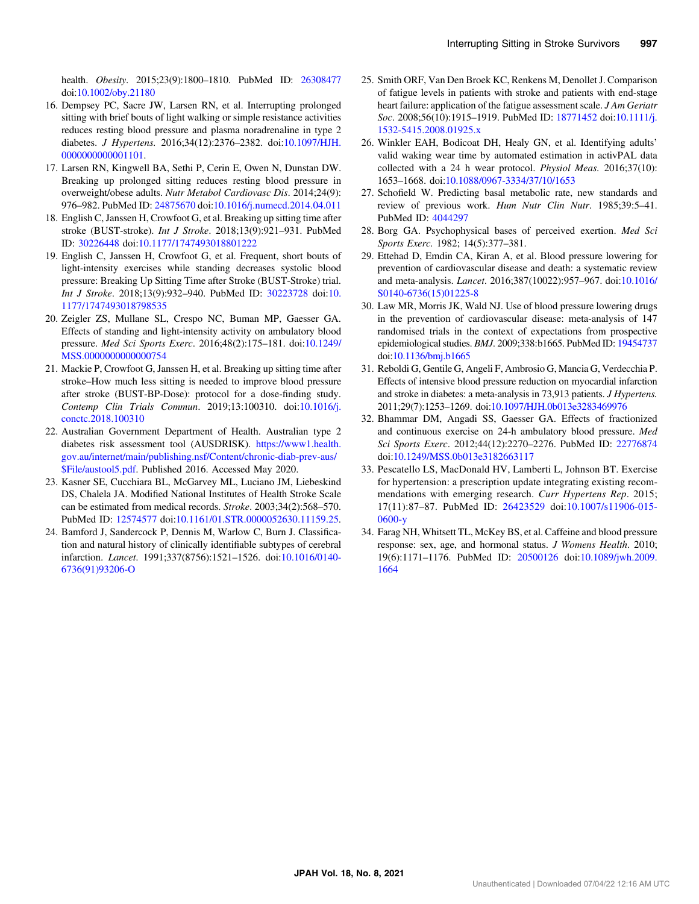health. *Obesity*. 2015;23(9):1800–1810. PubMed ID: 26308477 doi:10.1002/oby.21180

16. Dempsey PC, Sacre JW, Larsen RN, et al. Interrupting prolonged sitting with brief bouts of light walking or simple resistance activities reduces resting blood pressure and plasma noradrenaline in type 2 diabetes. *J Hypertens.* 2016;34(12):2376–2382. doi:10.1097/HJH.0000000000001101.
17. Larsen RN, Kingwell BA, Sethi P, Cerin E, Owen N, Dunstan DW. Breaking up prolonged sitting reduces resting blood pressure in overweight/obese adults. *Nutr Metabol Cardiovasc Dis*. 2014;24(9): 976–982. PubMed ID: 24875670 doi:10.1016/j.numecd.2014.04.011
18. English C, Janssen H, Crowfoot G, et al. Breaking up sitting time after stroke (BUST-stroke). *Int J Stroke*. 2018;13(9):921–931. PubMed ID: 30226448 doi:10.1177/1747493018801222
19. English C, Janssen H, Crowfoot G, et al. Frequent, short bouts of light-intensity exercises while standing decreases systolic blood pressure: Breaking Up Sitting Time after Stroke (BUST-Stroke) trial. *Int J Stroke*. 2018;13(9):932–940. PubMed ID: 30223728 doi:10.1177/1747493018798535
20. Zeigler ZS, Mullane SL, Crespo NC, Buman MP, Gaesser GA. Effects of standing and light-intensity activity on ambulatory blood pressure. *Med Sci Sports Exerc*. 2016;48(2):175–181. doi:10.1249/MSS.0000000000000754
21. Mackie P, Crowfoot G, Janssen H, et al. Breaking up sitting time after stroke–How much less sitting is needed to improve blood pressure after stroke (BUST-BP-Dose): protocol for a dose-finding study. *Contemp Clin Trials Commun*. 2019;13:100310. doi:10.1016/j.conctc.2018.100310
22. Australian Government Department of Health. Australian type 2 diabetes risk assessment tool (AUSDRISK). https://www1.health.gov.au/internet/main/publishing.nsf/Content/chronic-diab-prev-aus/$File/austool5.pdf. Published 2016. Accessed May 2020.
23. Kasner SE, Cucchiara BL, McGarvey ML, Luciano JM, Liebeskind DS, Chalela JA. Modified National Institutes of Health Stroke Scale can be estimated from medical records. *Stroke*. 2003;34(2):568–570. PubMed ID: 12574577 doi:10.1161/01.STR.0000052630.11159.25.
24. Bamford J, Sandercock P, Dennis M, Warlow C, Burn J. Classification and natural history of clinically identifiable subtypes of cerebral infarction. *Lancet*. 1991;337(8756):1521–1526. doi:10.1016/0140-6736(91)93206-O
25. Smith ORF, Van Den Broek KC, Renkens M, Denollet J. Comparison of fatigue levels in patients with stroke and patients with end-stage heart failure: application of the fatigue assessment scale. *J Am Geriatr Soc*. 2008;56(10):1915–1919. PubMed ID: 18771452 doi:10.1111/j.1532-5415.2008.01925.x
26. Winkler EAH, Bodicoat DH, Healy GN, et al. Identifying adults' valid waking wear time by automated estimation in activPAL data collected with a 24 h wear protocol. *Physiol Meas.* 2016;37(10): 1653–1668. doi:10.1088/0967-3334/37/10/1653
27. Schofield W. Predicting basal metabolic rate, new standards and review of previous work. *Hum Nutr Clin Nutr*. 1985;39:5–41. PubMed ID: 4044297
28. Borg GA. Psychophysical bases of perceived exertion. *Med Sci Sports Exerc.* 1982; 14(5):377–381.
29. Ettehad D, Emdin CA, Kiran A, et al. Blood pressure lowering for prevention of cardiovascular disease and death: a systematic review and meta-analysis. *Lancet*. 2016;387(10022):957–967. doi:10.1016/S0140-6736(15)01225-8
30. Law MR, Morris JK, Wald NJ. Use of blood pressure lowering drugs in the prevention of cardiovascular disease: meta-analysis of 147 randomised trials in the context of expectations from prospective epidemiological studies. *BMJ*. 2009;338:b1665. PubMed ID: 19454737 doi:10.1136/bmj.b1665
31. Reboldi G, Gentile G, Angeli F, Ambrosio G, Mancia G, Verdecchia P. Effects of intensive blood pressure reduction on myocardial infarction and stroke in diabetes: a meta-analysis in 73,913 patients. *J Hypertens.* 2011;29(7):1253–1269. doi:10.1097/HJH.0b013e3283469976
32. Bhammar DM, Angadi SS, Gaesser GA. Effects of fractionized and continuous exercise on 24-h ambulatory blood pressure. *Med Sci Sports Exerc*. 2012;44(12):2270–2276. PubMed ID: 22776874 doi:10.1249/MSS.0b013e3182663117
33. Pescatello LS, MacDonald HV, Lamberti L, Johnson BT. Exercise for hypertension: a prescription update integrating existing recommendations with emerging research. *Curr Hypertens Rep*. 2015; 17(11):87–87. PubMed ID: 26423529 doi:10.1007/s11906-015-0600-y
34. Farag NH, Whitsett TL, McKey BS, et al. Caffeine and blood pressure response: sex, age, and hormonal status. *J Womens Health*. 2010; 19(6):1171–1176. PubMed ID: 20500126 doi:10.1089/jwh.2009.1664